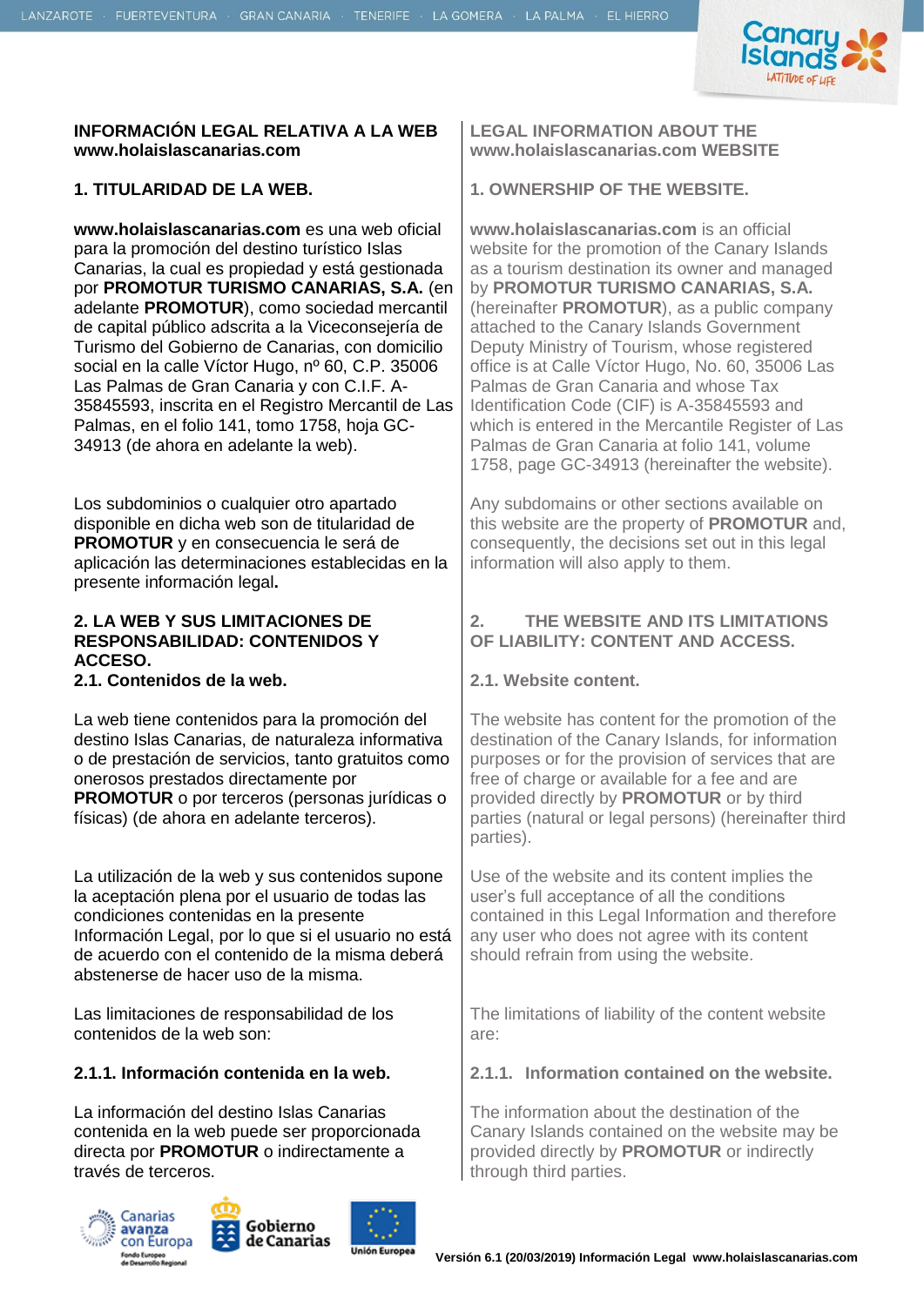**INFORMACIÓN LEGAL RELATIVA A LA WEB www.holaislascanarias.com**

**1. TITULARIDAD DE LA WEB.**

**www.holaislascanarias.com** es una web oficial para la promoción del destino turístico Islas Canarias, la cual es propiedad y está gestionada por **PROMOTUR TURISMO CANARIAS, S.A.** (en adelante **PROMOTUR**), como sociedad mercantil de capital público adscrita a la Viceconsejería de Turismo del Gobierno de Canarias, con domicilio social en la calle Víctor Hugo, nº 60, C.P. 35006 Las Palmas de Gran Canaria y con C.I.F. A-35845593, inscrita en el Registro Mercantil de Las Palmas, en el folio 141, tomo 1758, hoja GC-34913 (de ahora en adelante la web).

Los subdominios o cualquier otro apartado disponible en dicha web son de titularidad de **PROMOTUR** y en consecuencia le será de aplicación las determinaciones establecidas en la presente información legal**.**

**2. LA WEB Y SUS LIMITACIONES DE RESPONSABILIDAD: CONTENIDOS Y ACCESO.**

**2.1. Contenidos de la web.**

La web tiene contenidos para la promoción del destino Islas Canarias, de naturaleza informativa o de prestación de servicios, tanto gratuitos como onerosos prestados directamente por **PROMOTUR** o por terceros (personas jurídicas o físicas) (de ahora en adelante terceros).

La utilización de la web y sus contenidos supone la aceptación plena por el usuario de todas las condiciones contenidas en la presente Información Legal, por lo que si el usuario no está de acuerdo con el contenido de la misma deberá abstenerse de hacer uso de la misma.

Las limitaciones de responsabilidad de los contenidos de la web son:

**2.1.1. Información contenida en la web.**

La información del destino Islas Canarias contenida en la web puede ser proporcionada directa por **PROMOTUR** o indirectamente a través de terceros.

**LEGAL INFORMATION ABOUT THE www.holaislascanarias.com WEBSITE**

**1. OWNERSHIP OF THE WEBSITE.**

**www.holaislascanarias.com** is an official website for the promotion of the Canary Islands as a tourism destination its owner and managed by **PROMOTUR TURISMO CANARIAS, S.A.** (hereinafter **PROMOTUR**), as a public company attached to the Canary Islands Government Deputy Ministry of Tourism, whose registered office is at Calle Víctor Hugo, No. 60, 35006 Las Palmas de Gran Canaria and whose Tax Identification Code (CIF) is A-35845593 and which is entered in the Mercantile Register of Las Palmas de Gran Canaria at folio 141, volume 1758, page GC-34913 (hereinafter the website).

Any subdomains or other sections available on this website are the property of **PROMOTUR** and, consequently, the decisions set out in this legal information will also apply to them.

**2. THE WEBSITE AND ITS LIMITATIONS OF LIABILITY: CONTENT AND ACCESS.**

**2.1. Website content.**

The website has content for the promotion of the destination of the Canary Islands, for information purposes or for the provision of services that are free of charge or available for a fee and are provided directly by **PROMOTUR** or by third parties (natural or legal persons) (hereinafter third parties).

Use of the website and its content implies the user's full acceptance of all the conditions contained in this Legal Information and therefore any user who does not agree with its content should refrain from using the website.

The limitations of liability of the content website are:

**2.1.1. Information contained on the website.**

The information about the destination of the Canary Islands contained on the website may be provided directly by **PROMOTUR** or indirectly through third parties.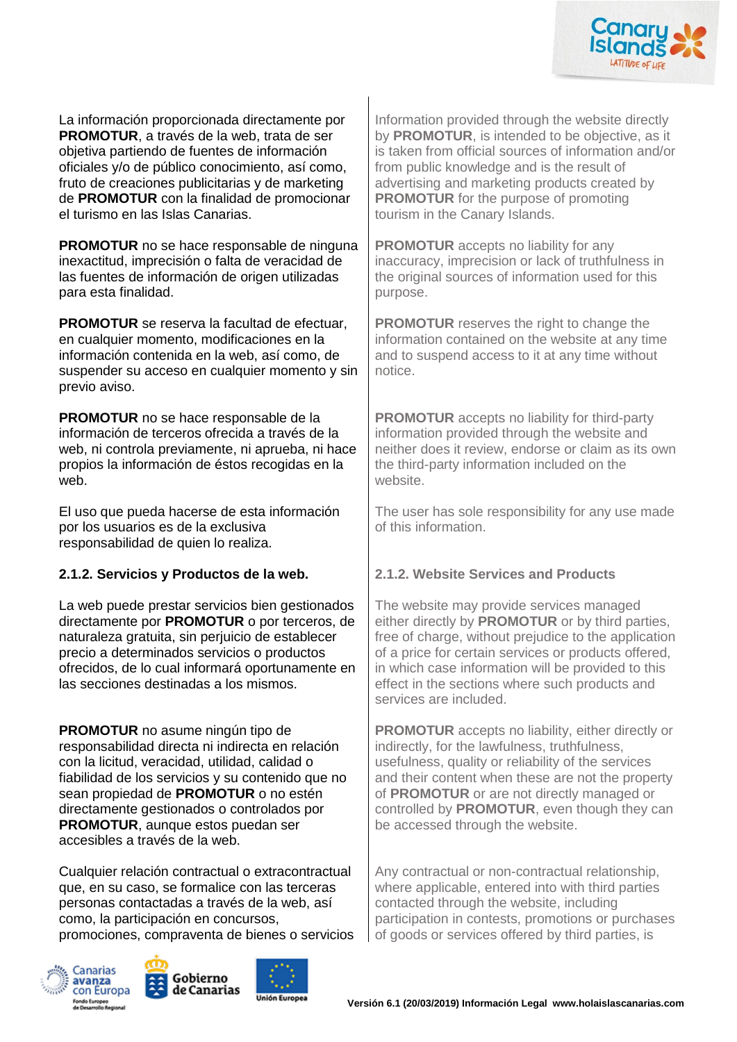La información proporcionada directamente por **PROMOTUR**, a través de la web, trata de ser objetiva partiendo de fuentes de información oficiales y/o de público conocimiento, así como, fruto de creaciones publicitarias y de marketing de **PROMOTUR** con la finalidad de promocionar el turismo en las Islas Canarias.

**PROMOTUR** no se hace responsable de ninguna inexactitud, imprecisión o falta de veracidad de las fuentes de información de origen utilizadas para esta finalidad.

**PROMOTUR** se reserva la facultad de efectuar, en cualquier momento, modificaciones en la información contenida en la web, así como, de suspender su acceso en cualquier momento y sin previo aviso.

**PROMOTUR** no se hace responsable de la información de terceros ofrecida a través de la web, ni controla previamente, ni aprueba, ni hace propios la información de éstos recogidas en la web.

El uso que pueda hacerse de esta información por los usuarios es de la exclusiva responsabilidad de quien lo realiza.

### 2.1.2. Servicios y Productos de la web.

La web puede prestar servicios bien gestionados directamente por **PROMOTUR** o por terceros, de naturaleza gratuita, sin perjuicio de establecer precio a determinados servicios o productos ofrecidos, de lo cual informará oportunamente en las secciones destinadas a los mismos.

**PROMOTUR** no asume ningún tipo de responsabilidad directa ni indirecta en relación con la licitud, veracidad, utilidad, calidad o fiabilidad de los servicios y su contenido que no sean propiedad de **PROMOTUR** o no estén directamente gestionados o controlados por **PROMOTUR**, aunque estos puedan ser accesibles a través de la web.

Cualquier relación contractual o extracontractual que, en su caso, se formalice con las terceras personas contactadas a través de la web, así como, la participación en concursos, promociones, compraventa de bienes o servicios

Information provided through the website directly by **PROMOTUR**, is intended to be objective, as it is taken from official sources of information and/or from public knowledge and is the result of advertising and marketing products created by **PROMOTUR** for the purpose of promoting tourism in the Canary Islands.

**PROMOTUR** accepts no liability for any inaccuracy, imprecision or lack of truthfulness in the original sources of information used for this purpose.

**PROMOTUR** reserves the right to change the information contained on the website at any time and to suspend access to it at any time without notice.

**PROMOTUR** accepts no liability for third-party information provided through the website and neither does it review, endorse or claim as its own the third-party information included on the website.

The user has sole responsibility for any use made of this information.

### 2.1.2. Website Services and Products

The website may provide services managed either directly by **PROMOTUR** or by third parties, free of charge, without prejudice to the application of a price for certain services or products offered, in which case information will be provided to this effect in the sections where such products and services are included.

**PROMOTUR** accepts no liability, either directly or indirectly, for the lawfulness, truthfulness, usefulness, quality or reliability of the services and their content when these are not the property of **PROMOTUR** or are not directly managed or controlled by **PROMOTUR**, even though they can be accessed through the website.

Any contractual or non-contractual relationship, where applicable, entered into with third parties contacted through the website, including participation in contests, promotions or purchases of goods or services offered by third parties, is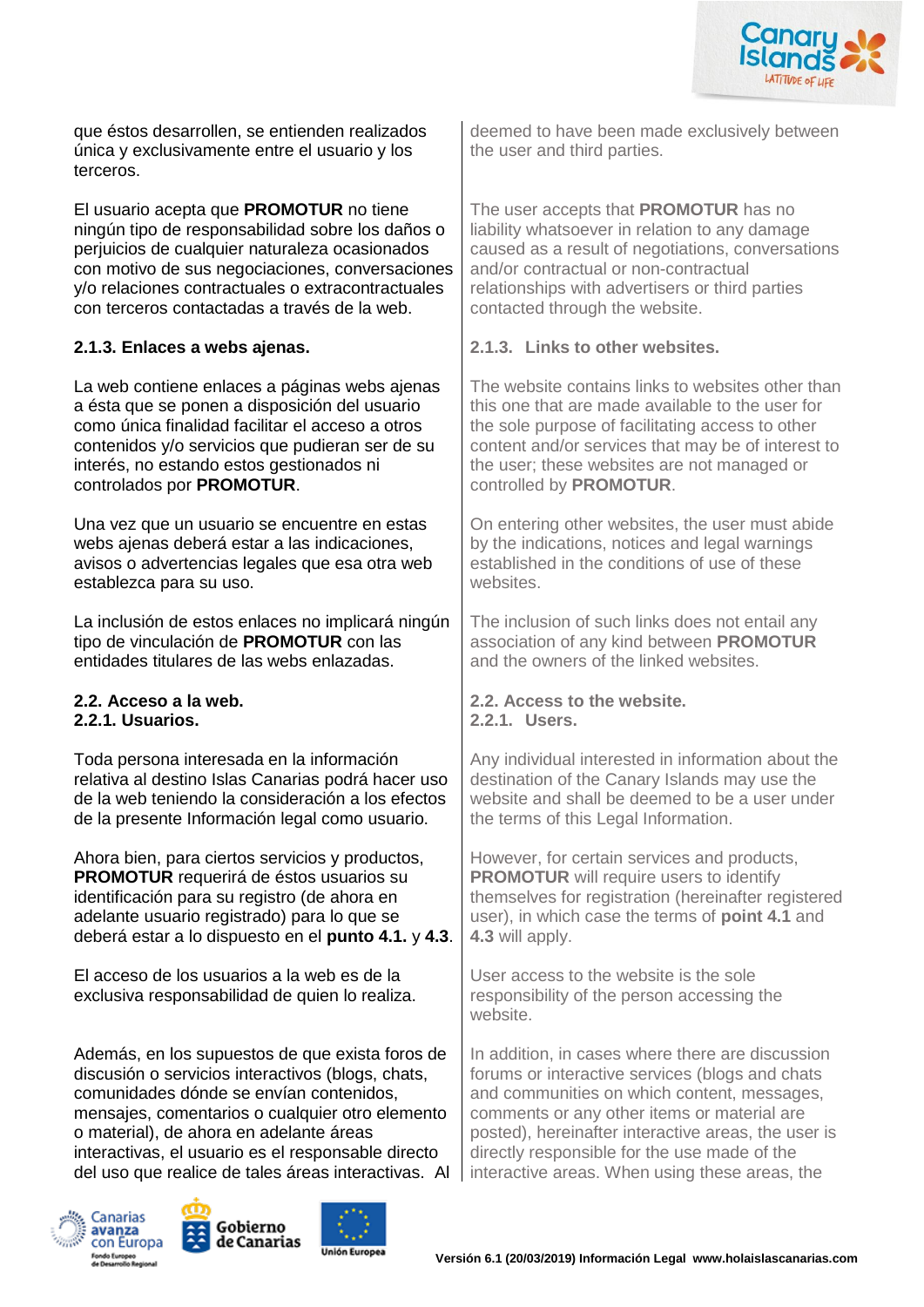que éstos desarrollen, se entienden realizados única y exclusivamente entre el usuario y los terceros.

El usuario acepta que **PROMOTUR** no tiene ningún tipo de responsabilidad sobre los daños o perjuicios de cualquier naturaleza ocasionados con motivo de sus negociaciones, conversaciones y/o relaciones contractuales o extracontractuales con terceros contactadas a través de la web.

**2.1.3. Enlaces a webs ajenas.**

La web contiene enlaces a páginas webs ajenas a ésta que se ponen a disposición del usuario como única finalidad facilitar el acceso a otros contenidos y/o servicios que pudieran ser de su interés, no estando estos gestionados ni controlados por **PROMOTUR**.

Una vez que un usuario se encuentre en estas webs ajenas deberá estar a las indicaciones, avisos o advertencias legales que esa otra web establezca para su uso.

La inclusión de estos enlaces no implicará ningún tipo de vinculación de **PROMOTUR** con las entidades titulares de las webs enlazadas.

**2.2. Acceso a la web.**
**2.2.1. Usuarios.**

Toda persona interesada en la información relativa al destino Islas Canarias podrá hacer uso de la web teniendo la consideración a los efectos de la presente Información legal como usuario.

Ahora bien, para ciertos servicios y productos, **PROMOTUR** requerirá de éstos usuarios su identificación para su registro (de ahora en adelante usuario registrado) para lo que se deberá estar a lo dispuesto en el **punto 4.1.** y **4.3**.

El acceso de los usuarios a la web es de la exclusiva responsabilidad de quien lo realiza.

Además, en los supuestos de que exista foros de discusión o servicios interactivos (blogs, chats, comunidades dónde se envían contenidos, mensajes, comentarios o cualquier otro elemento o material), de ahora en adelante áreas interactivas, el usuario es el responsable directo del uso que realice de tales áreas interactivas. Al

deemed to have been made exclusively between the user and third parties.

The user accepts that **PROMOTUR** has no liability whatsoever in relation to any damage caused as a result of negotiations, conversations and/or contractual or non-contractual relationships with advertisers or third parties contacted through the website.

**2.1.3. Links to other websites.**

The website contains links to websites other than this one that are made available to the user for the sole purpose of facilitating access to other content and/or services that may be of interest to the user; these websites are not managed or controlled by **PROMOTUR**.

On entering other websites, the user must abide by the indications, notices and legal warnings established in the conditions of use of these websites.

The inclusion of such links does not entail any association of any kind between **PROMOTUR** and the owners of the linked websites.

**2.2. Access to the website.**
**2.2.1. Users.**

Any individual interested in information about the destination of the Canary Islands may use the website and shall be deemed to be a user under the terms of this Legal Information.

However, for certain services and products, **PROMOTUR** will require users to identify themselves for registration (hereinafter registered user), in which case the terms of **point 4.1** and **4.3** will apply.

User access to the website is the sole responsibility of the person accessing the website.

In addition, in cases where there are discussion forums or interactive services (blogs and chats and communities on which content, messages, comments or any other items or material are posted), hereinafter interactive areas, the user is directly responsible for the use made of the interactive areas. When using these areas, the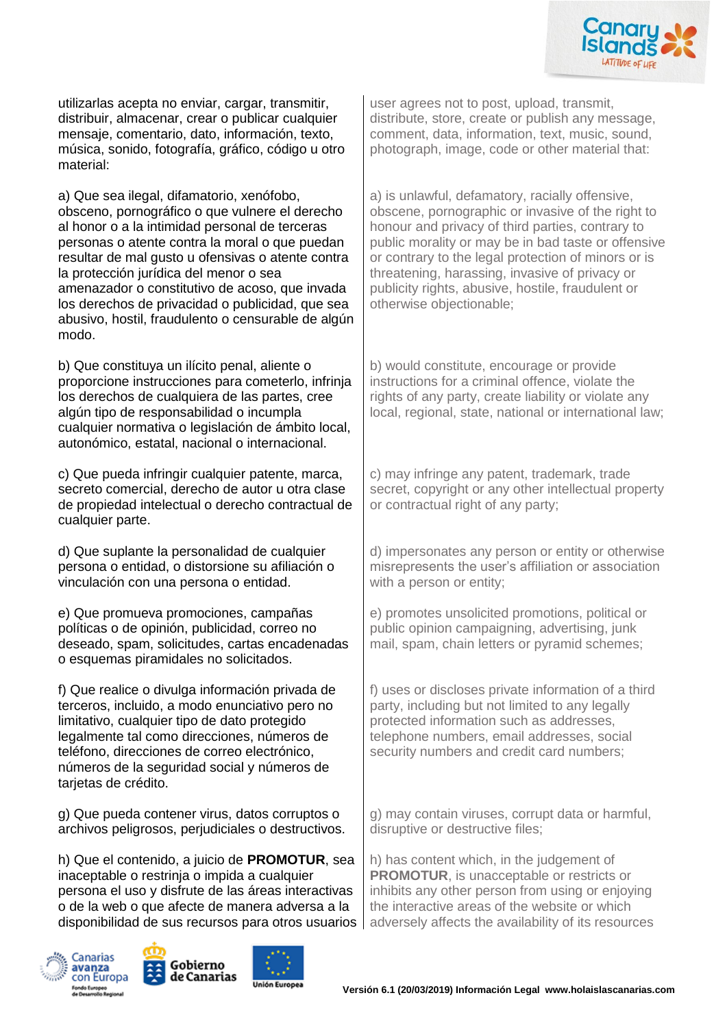utilizarlas acepta no enviar, cargar, transmitir, distribuir, almacenar, crear o publicar cualquier mensaje, comentario, dato, información, texto, música, sonido, fotografía, gráfico, código u otro material:

a) Que sea ilegal, difamatorio, xenófobo, obsceno, pornográfico o que vulnere el derecho al honor o a la intimidad personal de terceras personas o atente contra la moral o que puedan resultar de mal gusto u ofensivas o atente contra la protección jurídica del menor o sea amenazador o constitutivo de acoso, que invada los derechos de privacidad o publicidad, que sea abusivo, hostil, fraudulento o censurable de algún modo.

b) Que constituya un ilícito penal, aliente o proporcione instrucciones para cometerlo, infrinja los derechos de cualquiera de las partes, cree algún tipo de responsabilidad o incumpla cualquier normativa o legislación de ámbito local, autonómico, estatal, nacional o internacional.

c) Que pueda infringir cualquier patente, marca, secreto comercial, derecho de autor u otra clase de propiedad intelectual o derecho contractual de cualquier parte.

d) Que suplante la personalidad de cualquier persona o entidad, o distorsione su afiliación o vinculación con una persona o entidad.

e) Que promueva promociones, campañas políticas o de opinión, publicidad, correo no deseado, spam, solicitudes, cartas encadenadas o esquemas piramidales no solicitados.

f) Que realice o divulga información privada de terceros, incluido, a modo enunciativo pero no limitativo, cualquier tipo de dato protegido legalmente tal como direcciones, números de teléfono, direcciones de correo electrónico, números de la seguridad social y números de tarjetas de crédito.

g) Que pueda contener virus, datos corruptos o archivos peligrosos, perjudiciales o destructivos.

h) Que el contenido, a juicio de **PROMOTUR**, sea inaceptable o restrinja o impida a cualquier persona el uso y disfrute de las áreas interactivas o de la web o que afecte de manera adversa a la disponibilidad de sus recursos para otros usuarios

user agrees not to post, upload, transmit, distribute, store, create or publish any message, comment, data, information, text, music, sound, photograph, image, code or other material that:

a) is unlawful, defamatory, racially offensive, obscene, pornographic or invasive of the right to honour and privacy of third parties, contrary to public morality or may be in bad taste or offensive or contrary to the legal protection of minors or is threatening, harassing, invasive of privacy or publicity rights, abusive, hostile, fraudulent or otherwise objectionable;

b) would constitute, encourage or provide instructions for a criminal offence, violate the rights of any party, create liability or violate any local, regional, state, national or international law;

c) may infringe any patent, trademark, trade secret, copyright or any other intellectual property or contractual right of any party;

d) impersonates any person or entity or otherwise misrepresents the user's affiliation or association with a person or entity;

e) promotes unsolicited promotions, political or public opinion campaigning, advertising, junk mail, spam, chain letters or pyramid schemes;

f) uses or discloses private information of a third party, including but not limited to any legally protected information such as addresses, telephone numbers, email addresses, social security numbers and credit card numbers;

g) may contain viruses, corrupt data or harmful, disruptive or destructive files;

h) has content which, in the judgement of **PROMOTUR**, is unacceptable or restricts or inhibits any other person from using or enjoying the interactive areas of the website or which adversely affects the availability of its resources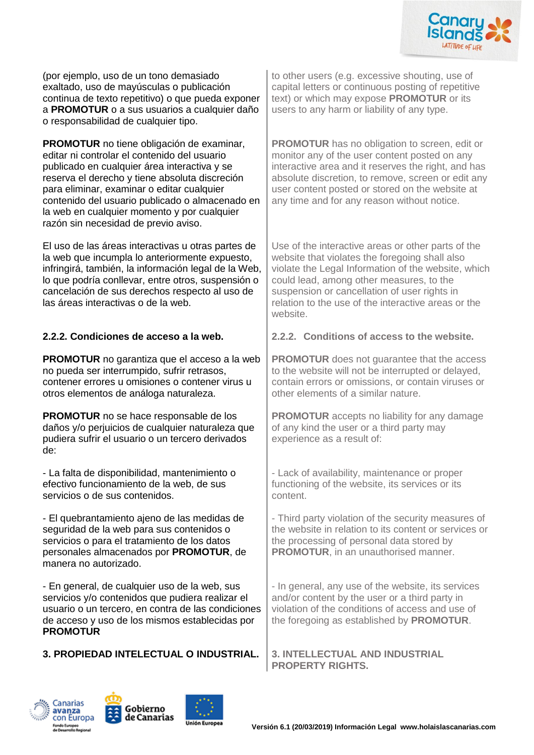(por ejemplo, uso de un tono demasiado exaltado, uso de mayúsculas o publicación continua de texto repetitivo) o que pueda exponer a **PROMOTUR** o a sus usuarios a cualquier daño o responsabilidad de cualquier tipo.

to other users (e.g. excessive shouting, use of capital letters or continuous posting of repetitive text) or which may expose **PROMOTUR** or its users to any harm or liability of any type.

**PROMOTUR** no tiene obligación de examinar, editar ni controlar el contenido del usuario publicado en cualquier área interactiva y se reserva el derecho y tiene absoluta discreción para eliminar, examinar o editar cualquier contenido del usuario publicado o almacenado en la web en cualquier momento y por cualquier razón sin necesidad de previo aviso.

**PROMOTUR** has no obligation to screen, edit or monitor any of the user content posted on any interactive area and it reserves the right, and has absolute discretion, to remove, screen or edit any user content posted or stored on the website at any time and for any reason without notice.

El uso de las áreas interactivas u otras partes de la web que incumpla lo anteriormente expuesto, infringirá, también, la información legal de la Web, lo que podría conllevar, entre otros, suspensión o cancelación de sus derechos respecto al uso de las áreas interactivas o de la web.

Use of the interactive areas or other parts of the website that violates the foregoing shall also violate the Legal Information of the website, which could lead, among other measures, to the suspension or cancellation of user rights in relation to the use of the interactive areas or the website.

### 2.2.2. Condiciones de acceso a la web.

### 2.2.2. Conditions of access to the website.

**PROMOTUR** no garantiza que el acceso a la web no pueda ser interrumpido, sufrir retrasos, contener errores u omisiones o contener virus u otros elementos de análoga naturaleza.

**PROMOTUR** does not guarantee that the access to the website will not be interrupted or delayed, contain errors or omissions, or contain viruses or other elements of a similar nature.

**PROMOTUR** no se hace responsable de los daños y/o perjuicios de cualquier naturaleza que pudiera sufrir el usuario o un tercero derivados de:

**PROMOTUR** accepts no liability for any damage of any kind the user or a third party may experience as a result of:

- La falta de disponibilidad, mantenimiento o efectivo funcionamiento de la web, de sus servicios o de sus contenidos.

- Lack of availability, maintenance or proper functioning of the website, its services or its content.

- El quebrantamiento ajeno de las medidas de seguridad de la web para sus contenidos o servicios o para el tratamiento de los datos personales almacenados por **PROMOTUR**, de manera no autorizado.

- Third party violation of the security measures of the website in relation to its content or services or the processing of personal data stored by **PROMOTUR**, in an unauthorised manner.

- En general, de cualquier uso de la web, sus servicios y/o contenidos que pudiera realizar el usuario o un tercero, en contra de las condiciones de acceso y uso de los mismos establecidas por **PROMOTUR**

- In general, any use of the website, its services and/or content by the user or a third party in violation of the conditions of access and use of the foregoing as established by **PROMOTUR**.

## 3. PROPIEDAD INTELECTUAL O INDUSTRIAL.

## 3. INTELLECTUAL AND INDUSTRIAL PROPERTY RIGHTS.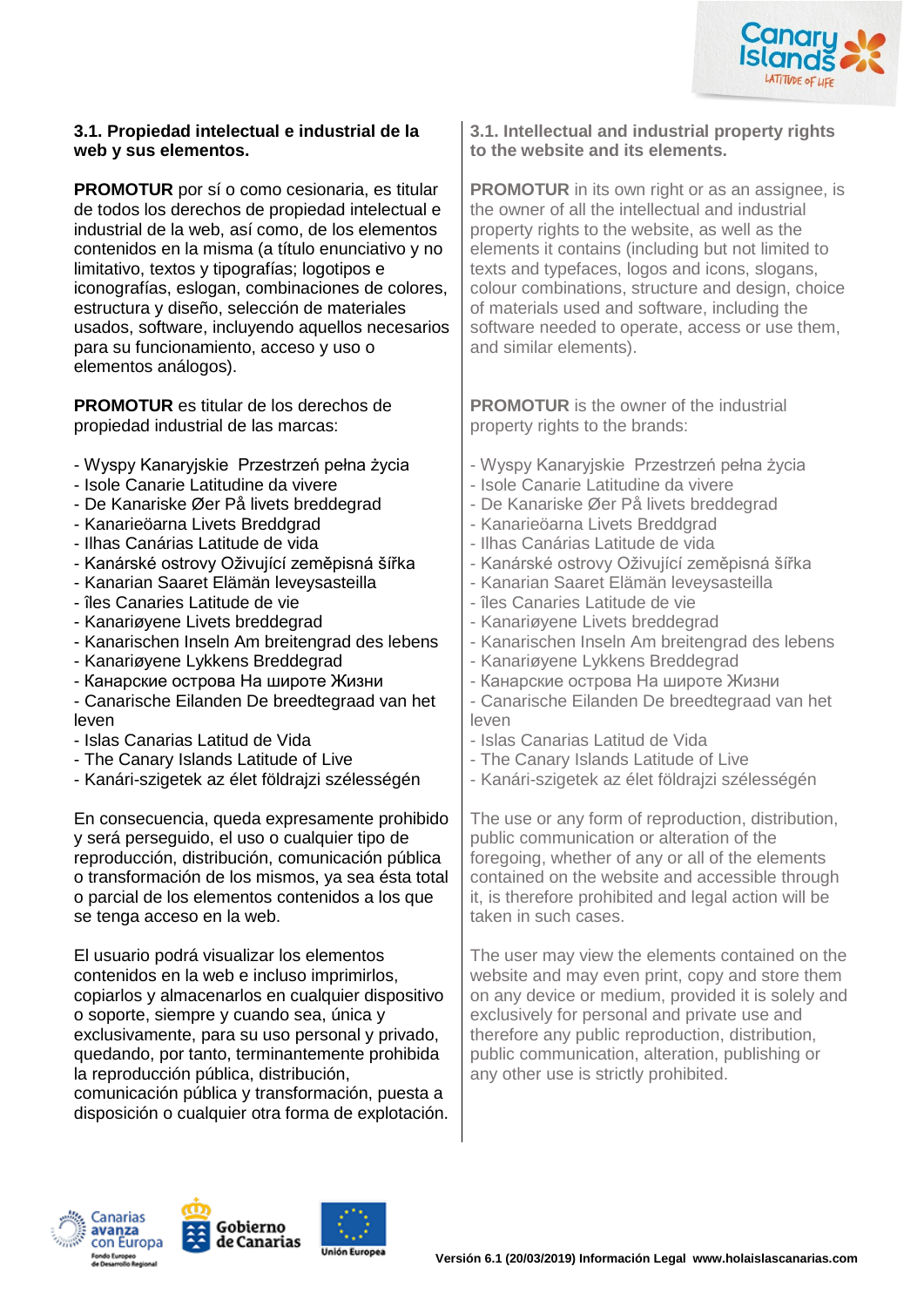### 3.1. Propiedad intelectual e industrial de la web y sus elementos.

**PROMOTUR** por sí o como cesionaria, es titular de todos los derechos de propiedad intelectual e industrial de la web, así como, de los elementos contenidos en la misma (a título enunciativo y no limitativo, textos y tipografías; logotipos e iconografías, eslogan, combinaciones de colores, estructura y diseño, selección de materiales usados, software, incluyendo aquellos necesarios para su funcionamiento, acceso y uso o elementos análogos).

**PROMOTUR** es titular de los derechos de propiedad industrial de las marcas:

- Wyspy Kanaryjskie Przestrzeń pełna życia
- Isole Canarie Latitudine da vivere
- De Kanariske Øer På livets breddegrad
- Kanarieöarna Livets Breddgrad
- Ilhas Canárias Latitude de vida
- Kanárské ostrovy Oživující zeměpisná šířka
- Kanarian Saaret Elämän leveysasteilla
- îles Canaries Latitude de vie
- Kanariøyene Livets breddegrad
- Kanarischen Inseln Am breitengrad des lebens
- Kanariøyene Lykkens Breddegrad
- Канарские острова На широте Жизни
- Canarische Eilanden De breedtegraad van het leven
- Islas Canarias Latitud de Vida
- The Canary Islands Latitude of Live
- Kanári-szigetek az élet földrajzi szélességén

En consecuencia, queda expresamente prohibido y será perseguido, el uso o cualquier tipo de reproducción, distribución, comunicación pública o transformación de los mismos, ya sea ésta total o parcial de los elementos contenidos a los que se tenga acceso en la web.

El usuario podrá visualizar los elementos contenidos en la web e incluso imprimirlos, copiarlos y almacenarlos en cualquier dispositivo o soporte, siempre y cuando sea, única y exclusivamente, para su uso personal y privado, quedando, por tanto, terminantemente prohibida la reproducción pública, distribución, comunicación pública y transformación, puesta a disposición o cualquier otra forma de explotación.

### 3.1. Intellectual and industrial property rights to the website and its elements.

**PROMOTUR** in its own right or as an assignee, is the owner of all the intellectual and industrial property rights to the website, as well as the elements it contains (including but not limited to texts and typefaces, logos and icons, slogans, colour combinations, structure and design, choice of materials used and software, including the software needed to operate, access or use them, and similar elements).

**PROMOTUR** is the owner of the industrial property rights to the brands:

- Wyspy Kanaryjskie Przestrzeń pełna życia
- Isole Canarie Latitudine da vivere
- De Kanariske Øer På livets breddegrad
- Kanarieöarna Livets Breddgrad
- Ilhas Canárias Latitude de vida
- Kanárské ostrovy Oživující zeměpisná šířka
- Kanarian Saaret Elämän leveysasteilla
- îles Canaries Latitude de vie
- Kanariøyene Livets breddegrad
- Kanarischen Inseln Am breitengrad des lebens
- Kanariøyene Lykkens Breddegrad
- Канарские острова На широте Жизни
- Canarische Eilanden De breedtegraad van het leven
- Islas Canarias Latitud de Vida
- The Canary Islands Latitude of Live
- Kanári-szigetek az élet földrajzi szélességén

The use or any form of reproduction, distribution, public communication or alteration of the foregoing, whether of any or all of the elements contained on the website and accessible through it, is therefore prohibited and legal action will be taken in such cases.

The user may view the elements contained on the website and may even print, copy and store them on any device or medium, provided it is solely and exclusively for personal and private use and therefore any public reproduction, distribution, public communication, alteration, publishing or any other use is strictly prohibited.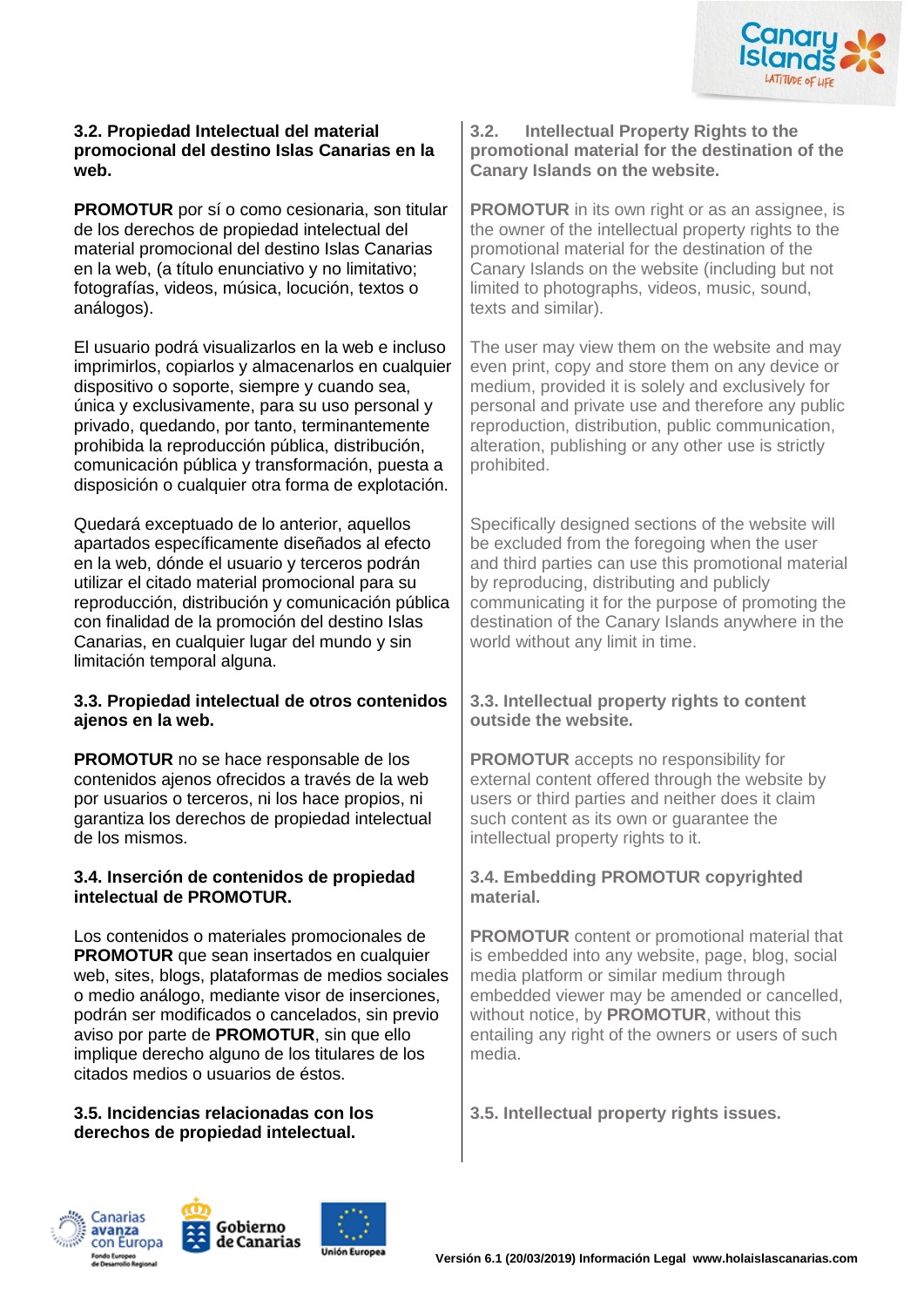### 3.2. Propiedad Intelectual del material promocional del destino Islas Canarias en la web.

**PROMOTUR** por sí o como cesionaria, son titular de los derechos de propiedad intelectual del material promocional del destino Islas Canarias en la web, (a título enunciativo y no limitativo; fotografías, videos, música, locución, textos o análogos).

El usuario podrá visualizarlos en la web e incluso imprimirlos, copiarlos y almacenarlos en cualquier dispositivo o soporte, siempre y cuando sea, única y exclusivamente, para su uso personal y privado, quedando, por tanto, terminantemente prohibida la reproducción pública, distribución, comunicación pública y transformación, puesta a disposición o cualquier otra forma de explotación.

Quedará exceptuado de lo anterior, aquellos apartados específicamente diseñados al efecto en la web, dónde el usuario y terceros podrán utilizar el citado material promocional para su reproducción, distribución y comunicación pública con finalidad de la promoción del destino Islas Canarias, en cualquier lugar del mundo y sin limitación temporal alguna.

### 3.3. Propiedad intelectual de otros contenidos ajenos en la web.

**PROMOTUR** no se hace responsable de los contenidos ajenos ofrecidos a través de la web por usuarios o terceros, ni los hace propios, ni garantiza los derechos de propiedad intelectual de los mismos.

### 3.4. Inserción de contenidos de propiedad intelectual de PROMOTUR.

Los contenidos o materiales promocionales de **PROMOTUR** que sean insertados en cualquier web, sites, blogs, plataformas de medios sociales o medio análogo, mediante visor de inserciones, podrán ser modificados o cancelados, sin previo aviso por parte de **PROMOTUR**, sin que ello implique derecho alguno de los titulares de los citados medios o usuarios de éstos.

### 3.5. Incidencias relacionadas con los derechos de propiedad intelectual.

### 3.2. Intellectual Property Rights to the promotional material for the destination of the Canary Islands on the website.

**PROMOTUR** in its own right or as an assignee, is the owner of the intellectual property rights to the promotional material for the destination of the Canary Islands on the website (including but not limited to photographs, videos, music, sound, texts and similar).

The user may view them on the website and may even print, copy and store them on any device or medium, provided it is solely and exclusively for personal and private use and therefore any public reproduction, distribution, public communication, alteration, publishing or any other use is strictly prohibited.

Specifically designed sections of the website will be excluded from the foregoing when the user and third parties can use this promotional material by reproducing, distributing and publicly communicating it for the purpose of promoting the destination of the Canary Islands anywhere in the world without any limit in time.

### 3.3. Intellectual property rights to content outside the website.

**PROMOTUR** accepts no responsibility for external content offered through the website by users or third parties and neither does it claim such content as its own or guarantee the intellectual property rights to it.

### 3.4. Embedding PROMOTUR copyrighted material.

**PROMOTUR** content or promotional material that is embedded into any website, page, blog, social media platform or similar medium through embedded viewer may be amended or cancelled, without notice, by **PROMOTUR**, without this entailing any right of the owners or users of such media.

### 3.5. Intellectual property rights issues.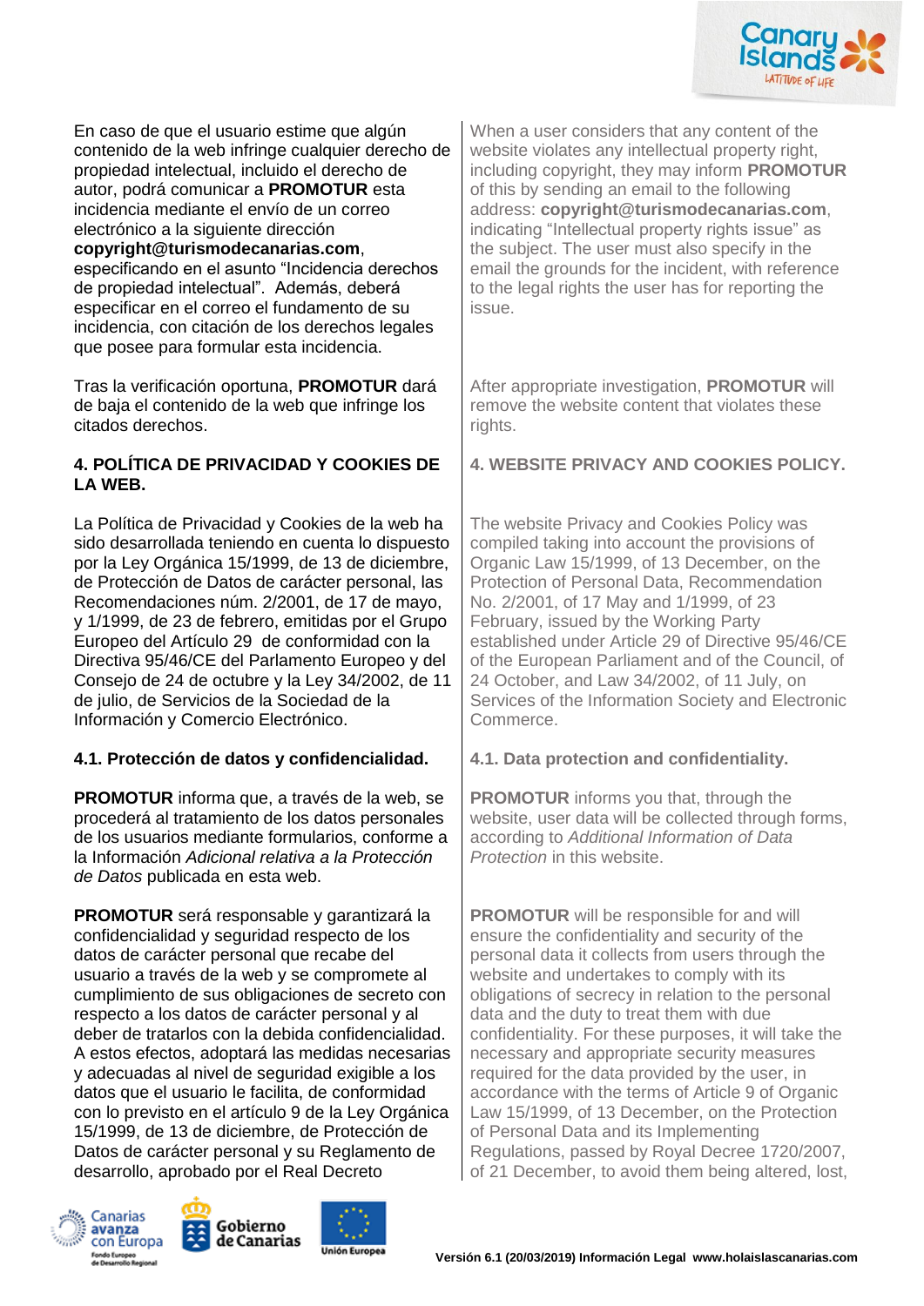En caso de que el usuario estime que algún contenido de la web infringe cualquier derecho de propiedad intelectual, incluido el derecho de autor, podrá comunicar a **PROMOTUR** esta incidencia mediante el envío de un correo electrónico a la siguiente dirección **copyright@turismodecanarias.com**, especificando en el asunto "Incidencia derechos de propiedad intelectual". Además, deberá especificar en el correo el fundamento de su incidencia, con citación de los derechos legales que posee para formular esta incidencia.

When a user considers that any content of the website violates any intellectual property right, including copyright, they may inform **PROMOTUR** of this by sending an email to the following address: **copyright@turismodecanarias.com**, indicating "Intellectual property rights issue" as the subject. The user must also specify in the email the grounds for the incident, with reference to the legal rights the user has for reporting the issue.

Tras la verificación oportuna, **PROMOTUR** dará de baja el contenido de la web que infringe los citados derechos.

After appropriate investigation, **PROMOTUR** will remove the website content that violates these rights.

## 4. POLÍTICA DE PRIVACIDAD Y COOKIES DE LA WEB.

## 4. WEBSITE PRIVACY AND COOKIES POLICY.

La Política de Privacidad y Cookies de la web ha sido desarrollada teniendo en cuenta lo dispuesto por la Ley Orgánica 15/1999, de 13 de diciembre, de Protección de Datos de carácter personal, las Recomendaciones núm. 2/2001, de 17 de mayo, y 1/1999, de 23 de febrero, emitidas por el Grupo Europeo del Artículo 29 de conformidad con la Directiva 95/46/CE del Parlamento Europeo y del Consejo de 24 de octubre y la Ley 34/2002, de 11 de julio, de Servicios de la Sociedad de la Información y Comercio Electrónico.

The website Privacy and Cookies Policy was compiled taking into account the provisions of Organic Law 15/1999, of 13 December, on the Protection of Personal Data, Recommendation No. 2/2001, of 17 May and 1/1999, of 23 February, issued by the Working Party established under Article 29 of Directive 95/46/CE of the European Parliament and of the Council, of 24 October, and Law 34/2002, of 11 July, on Services of the Information Society and Electronic Commerce.

### 4.1. Protección de datos y confidencialidad.

### 4.1. Data protection and confidentiality.

**PROMOTUR** informa que, a través de la web, se procederá al tratamiento de los datos personales de los usuarios mediante formularios, conforme a la Información *Adicional relativa a la Protección de Datos* publicada en esta web.

**PROMOTUR** informs you that, through the website, user data will be collected through forms, according to *Additional Information of Data Protection* in this website.

**PROMOTUR** será responsable y garantizará la confidencialidad y seguridad respecto de los datos de carácter personal que recabe del usuario a través de la web y se compromete al cumplimiento de sus obligaciones de secreto con respecto a los datos de carácter personal y al deber de tratarlos con la debida confidencialidad. A estos efectos, adoptará las medidas necesarias y adecuadas al nivel de seguridad exigible a los datos que el usuario le facilita, de conformidad con lo previsto en el artículo 9 de la Ley Orgánica 15/1999, de 13 de diciembre, de Protección de Datos de carácter personal y su Reglamento de desarrollo, aprobado por el Real Decreto

**PROMOTUR** will be responsible for and will ensure the confidentiality and security of the personal data it collects from users through the website and undertakes to comply with its obligations of secrecy in relation to the personal data and the duty to treat them with due confidentiality. For these purposes, it will take the necessary and appropriate security measures required for the data provided by the user, in accordance with the terms of Article 9 of Organic Law 15/1999, of 13 December, on the Protection of Personal Data and its Implementing Regulations, passed by Royal Decree 1720/2007, of 21 December, to avoid them being altered, lost,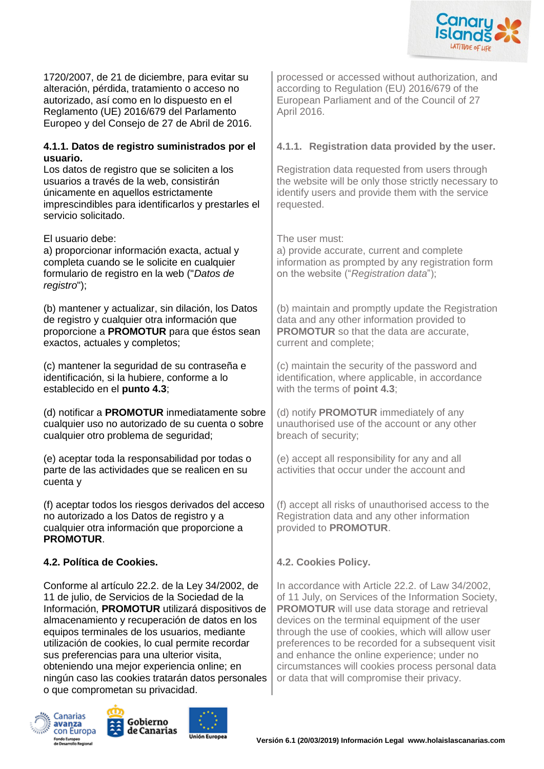1720/2007, de 21 de diciembre, para evitar su alteración, pérdida, tratamiento o acceso no autorizado, así como en lo dispuesto en el Reglamento (UE) 2016/679 del Parlamento Europeo y del Consejo de 27 de Abril de 2016.

#### 4.1.1. Datos de registro suministrados por el usuario.

Los datos de registro que se soliciten a los usuarios a través de la web, consistirán únicamente en aquellos estrictamente imprescindibles para identificarlos y prestarles el servicio solicitado.

El usuario debe:

a) proporcionar información exacta, actual y completa cuando se le solicite en cualquier formulario de registro en la web ("*Datos de registro*");

(b) mantener y actualizar, sin dilación, los Datos de registro y cualquier otra información que proporcione a **PROMOTUR** para que éstos sean exactos, actuales y completos;

(c) mantener la seguridad de su contraseña e identificación, si la hubiere, conforme a lo establecido en el **punto 4.3**;

(d) notificar a **PROMOTUR** inmediatamente sobre cualquier uso no autorizado de su cuenta o sobre cualquier otro problema de seguridad;

(e) aceptar toda la responsabilidad por todas o parte de las actividades que se realicen en su cuenta y

(f) aceptar todos los riesgos derivados del acceso no autorizado a los Datos de registro y a cualquier otra información que proporcione a **PROMOTUR**.

### 4.2. Política de Cookies.

Conforme al artículo 22.2. de la Ley 34/2002, de 11 de julio, de Servicios de la Sociedad de la Información, **PROMOTUR** utilizará dispositivos de almacenamiento y recuperación de datos en los equipos terminales de los usuarios, mediante utilización de cookies, lo cual permite recordar sus preferencias para una ulterior visita, obteniendo una mejor experiencia online; en ningún caso las cookies tratarán datos personales o que comprometan su privacidad.

---

processed or accessed without authorization, and according to Regulation (EU) 2016/679 of the European Parliament and of the Council of 27 April 2016.

#### 4.1.1. Registration data provided by the user.

Registration data requested from users through the website will be only those strictly necessary to identify users and provide them with the service requested.

The user must:

a) provide accurate, current and complete information as prompted by any registration form on the website ("*Registration data*");

(b) maintain and promptly update the Registration data and any other information provided to **PROMOTUR** so that the data are accurate, current and complete;

(c) maintain the security of the password and identification, where applicable, in accordance with the terms of **point 4.3**;

(d) notify **PROMOTUR** immediately of any unauthorised use of the account or any other breach of security;

(e) accept all responsibility for any and all activities that occur under the account and

(f) accept all risks of unauthorised access to the Registration data and any other information provided to **PROMOTUR**.

### 4.2. Cookies Policy.

In accordance with Article 22.2. of Law 34/2002, of 11 July, on Services of the Information Society, **PROMOTUR** will use data storage and retrieval devices on the terminal equipment of the user through the use of cookies, which will allow user preferences to be recorded for a subsequent visit and enhance the online experience; under no circumstances will cookies process personal data or data that will compromise their privacy.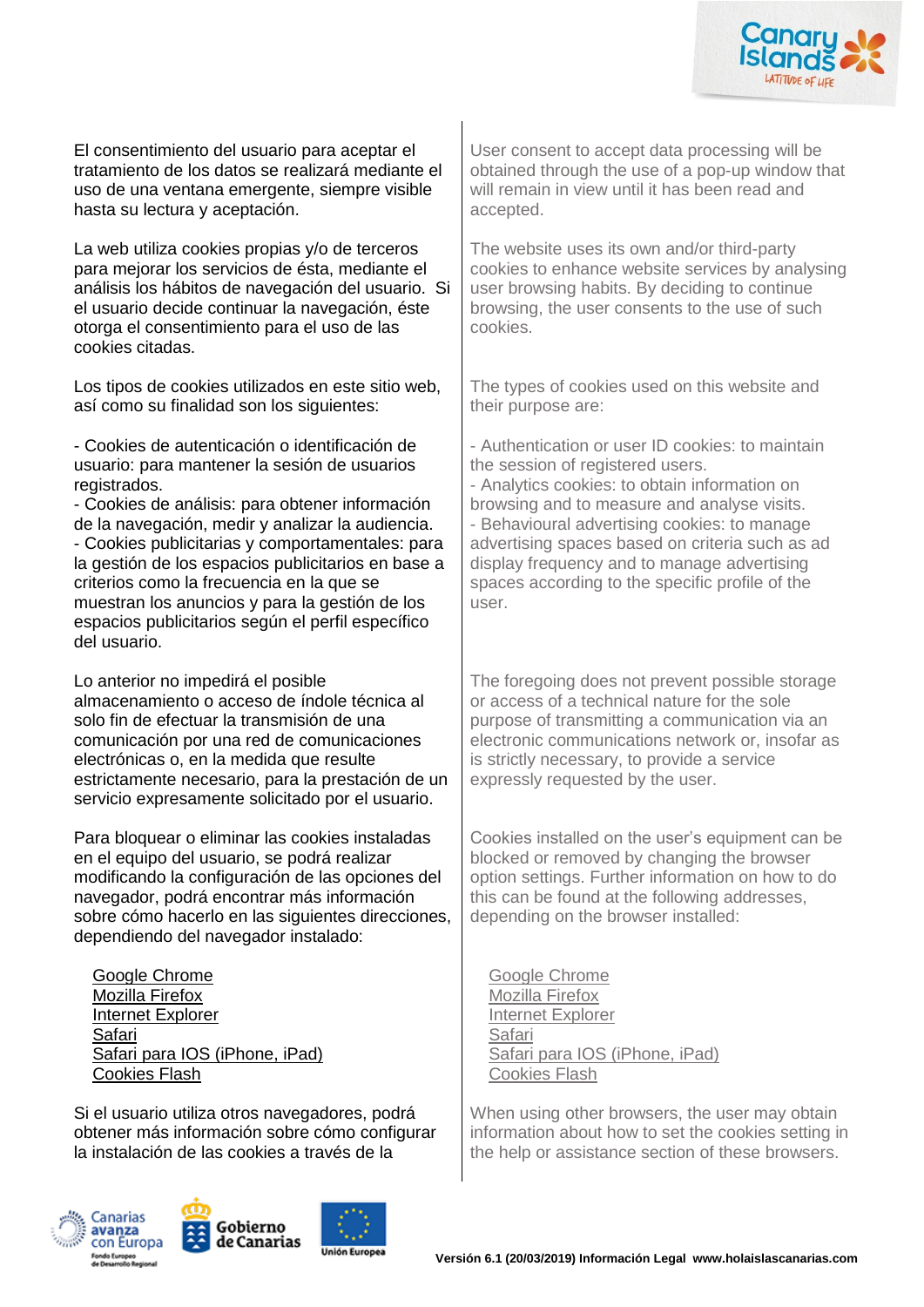El consentimiento del usuario para aceptar el tratamiento de los datos se realizará mediante el uso de una ventana emergente, siempre visible hasta su lectura y aceptación.

La web utiliza cookies propias y/o de terceros para mejorar los servicios de ésta, mediante el análisis los hábitos de navegación del usuario. Si el usuario decide continuar la navegación, éste otorga el consentimiento para el uso de las cookies citadas.

Los tipos de cookies utilizados en este sitio web, así como su finalidad son los siguientes:

- Cookies de autenticación o identificación de usuario: para mantener la sesión de usuarios registrados.
- Cookies de análisis: para obtener información de la navegación, medir y analizar la audiencia.
- Cookies publicitarias y comportamentales: para la gestión de los espacios publicitarios en base a criterios como la frecuencia en la que se muestran los anuncios y para la gestión de los espacios publicitarios según el perfil específico del usuario.

Lo anterior no impedirá el posible almacenamiento o acceso de índole técnica al solo fin de efectuar la transmisión de una comunicación por una red de comunicaciones electrónicas o, en la medida que resulte estrictamente necesario, para la prestación de un servicio expresamente solicitado por el usuario.

Para bloquear o eliminar las cookies instaladas en el equipo del usuario, se podrá realizar modificando la configuración de las opciones del navegador, podrá encontrar más información sobre cómo hacerlo en las siguientes direcciones, dependiendo del navegador instalado:

Google Chrome
Mozilla Firefox
Internet Explorer
Safari
Safari para IOS (iPhone, iPad)
Cookies Flash

Si el usuario utiliza otros navegadores, podrá obtener más información sobre cómo configurar la instalación de las cookies a través de la

User consent to accept data processing will be obtained through the use of a pop-up window that will remain in view until it has been read and accepted.

The website uses its own and/or third-party cookies to enhance website services by analysing user browsing habits. By deciding to continue browsing, the user consents to the use of such cookies.

The types of cookies used on this website and their purpose are:

- Authentication or user ID cookies: to maintain the session of registered users.
- Analytics cookies: to obtain information on browsing and to measure and analyse visits.
- Behavioural advertising cookies: to manage advertising spaces based on criteria such as ad display frequency and to manage advertising spaces according to the specific profile of the user.

The foregoing does not prevent possible storage or access of a technical nature for the sole purpose of transmitting a communication via an electronic communications network or, insofar as is strictly necessary, to provide a service expressly requested by the user.

Cookies installed on the user's equipment can be blocked or removed by changing the browser option settings. Further information on how to do this can be found at the following addresses, depending on the browser installed:

Google Chrome
Mozilla Firefox
Internet Explorer
Safari
Safari para IOS (iPhone, iPad)
Cookies Flash

When using other browsers, the user may obtain information about how to set the cookies setting in the help or assistance section of these browsers.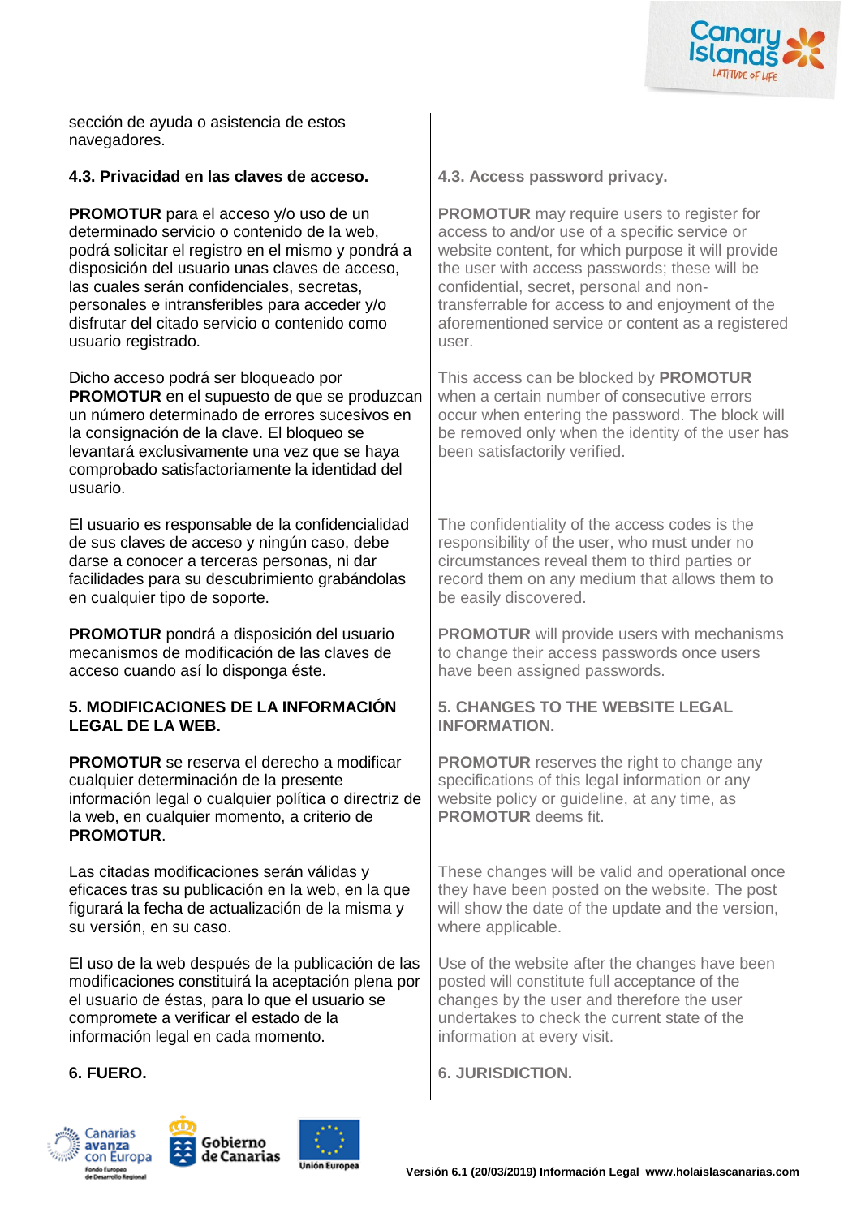sección de ayuda o asistencia de estos navegadores.

### 4.3. Privacidad en las claves de acceso.

**PROMOTUR** para el acceso y/o uso de un determinado servicio o contenido de la web, podrá solicitar el registro en el mismo y pondrá a disposición del usuario unas claves de acceso, las cuales serán confidenciales, secretas, personales e intransferibles para acceder y/o disfrutar del citado servicio o contenido como usuario registrado.

Dicho acceso podrá ser bloqueado por **PROMOTUR** en el supuesto de que se produzcan un número determinado de errores sucesivos en la consignación de la clave. El bloqueo se levantará exclusivamente una vez que se haya comprobado satisfactoriamente la identidad del usuario.

El usuario es responsable de la confidencialidad de sus claves de acceso y ningún caso, debe darse a conocer a terceras personas, ni dar facilidades para su descubrimiento grabándolas en cualquier tipo de soporte.

**PROMOTUR** pondrá a disposición del usuario mecanismos de modificación de las claves de acceso cuando así lo disponga éste.

## 5. MODIFICACIONES DE LA INFORMACIÓN LEGAL DE LA WEB.

**PROMOTUR** se reserva el derecho a modificar cualquier determinación de la presente información legal o cualquier política o directriz de la web, en cualquier momento, a criterio de **PROMOTUR**.

Las citadas modificaciones serán válidas y eficaces tras su publicación en la web, en la que figurará la fecha de actualización de la misma y su versión, en su caso.

El uso de la web después de la publicación de las modificaciones constituirá la aceptación plena por el usuario de éstas, para lo que el usuario se compromete a verificar el estado de la información legal en cada momento.

## 6. FUERO.

### 4.3. Access password privacy.

**PROMOTUR** may require users to register for access to and/or use of a specific service or website content, for which purpose it will provide the user with access passwords; these will be confidential, secret, personal and non-transferrable for access to and enjoyment of the aforementioned service or content as a registered user.

This access can be blocked by **PROMOTUR** when a certain number of consecutive errors occur when entering the password. The block will be removed only when the identity of the user has been satisfactorily verified.

The confidentiality of the access codes is the responsibility of the user, who must under no circumstances reveal them to third parties or record them on any medium that allows them to be easily discovered.

**PROMOTUR** will provide users with mechanisms to change their access passwords once users have been assigned passwords.

## 5. CHANGES TO THE WEBSITE LEGAL INFORMATION.

**PROMOTUR** reserves the right to change any specifications of this legal information or any website policy or guideline, at any time, as **PROMOTUR** deems fit.

These changes will be valid and operational once they have been posted on the website. The post will show the date of the update and the version, where applicable.

Use of the website after the changes have been posted will constitute full acceptance of the changes by the user and therefore the user undertakes to check the current state of the information at every visit.

## 6. JURISDICTION.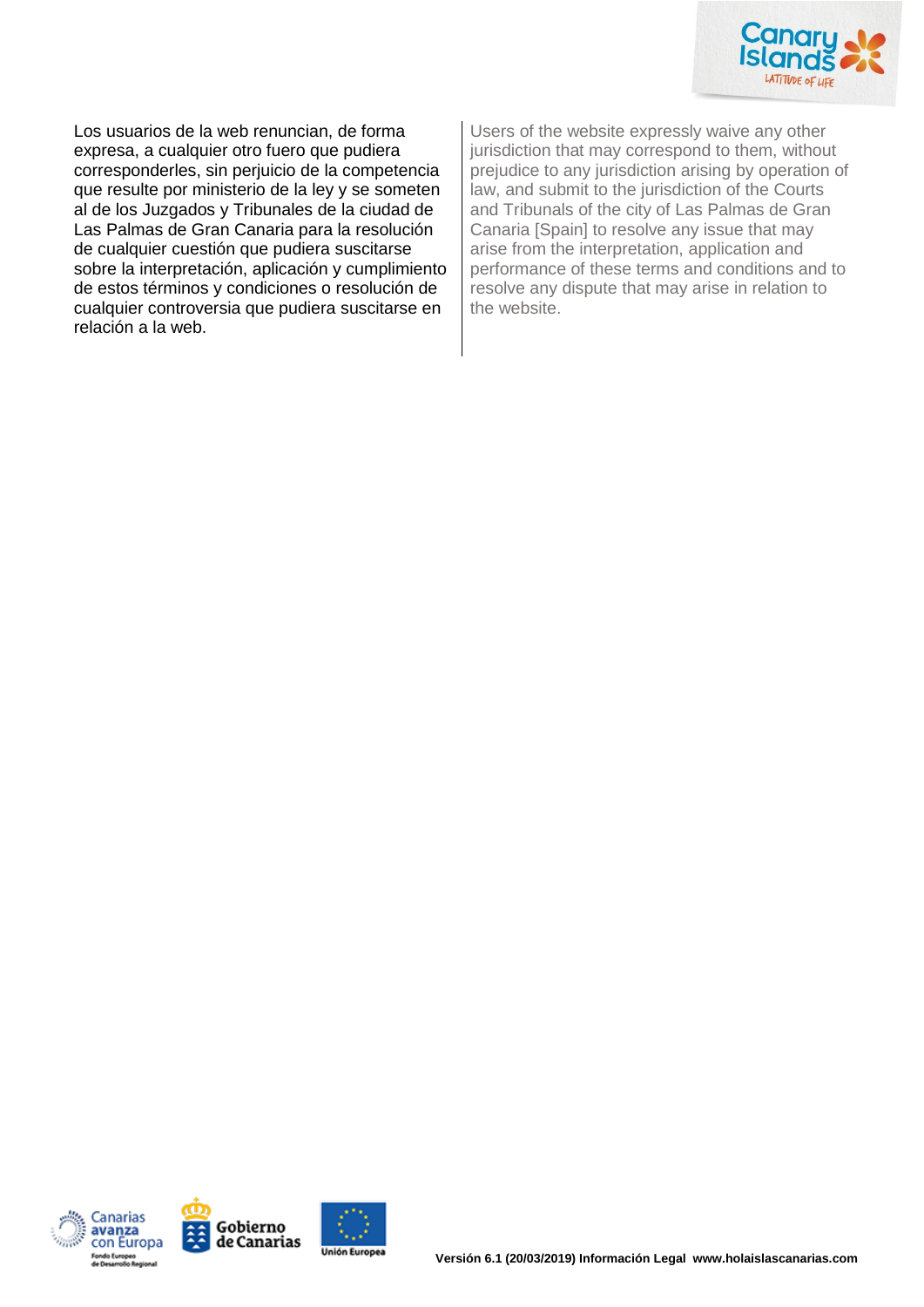Los usuarios de la web renuncian, de forma expresa, a cualquier otro fuero que pudiera corresponderles, sin perjuicio de la competencia que resulte por ministerio de la ley y se someten al de los Juzgados y Tribunales de la ciudad de Las Palmas de Gran Canaria para la resolución de cualquier cuestión que pudiera suscitarse sobre la interpretación, aplicación y cumplimiento de estos términos y condiciones o resolución de cualquier controversia que pudiera suscitarse en relación a la web.

Users of the website expressly waive any other jurisdiction that may correspond to them, without prejudice to any jurisdiction arising by operation of law, and submit to the jurisdiction of the Courts and Tribunals of the city of Las Palmas de Gran Canaria [Spain] to resolve any issue that may arise from the interpretation, application and performance of these terms and conditions and to resolve any dispute that may arise in relation to the website.